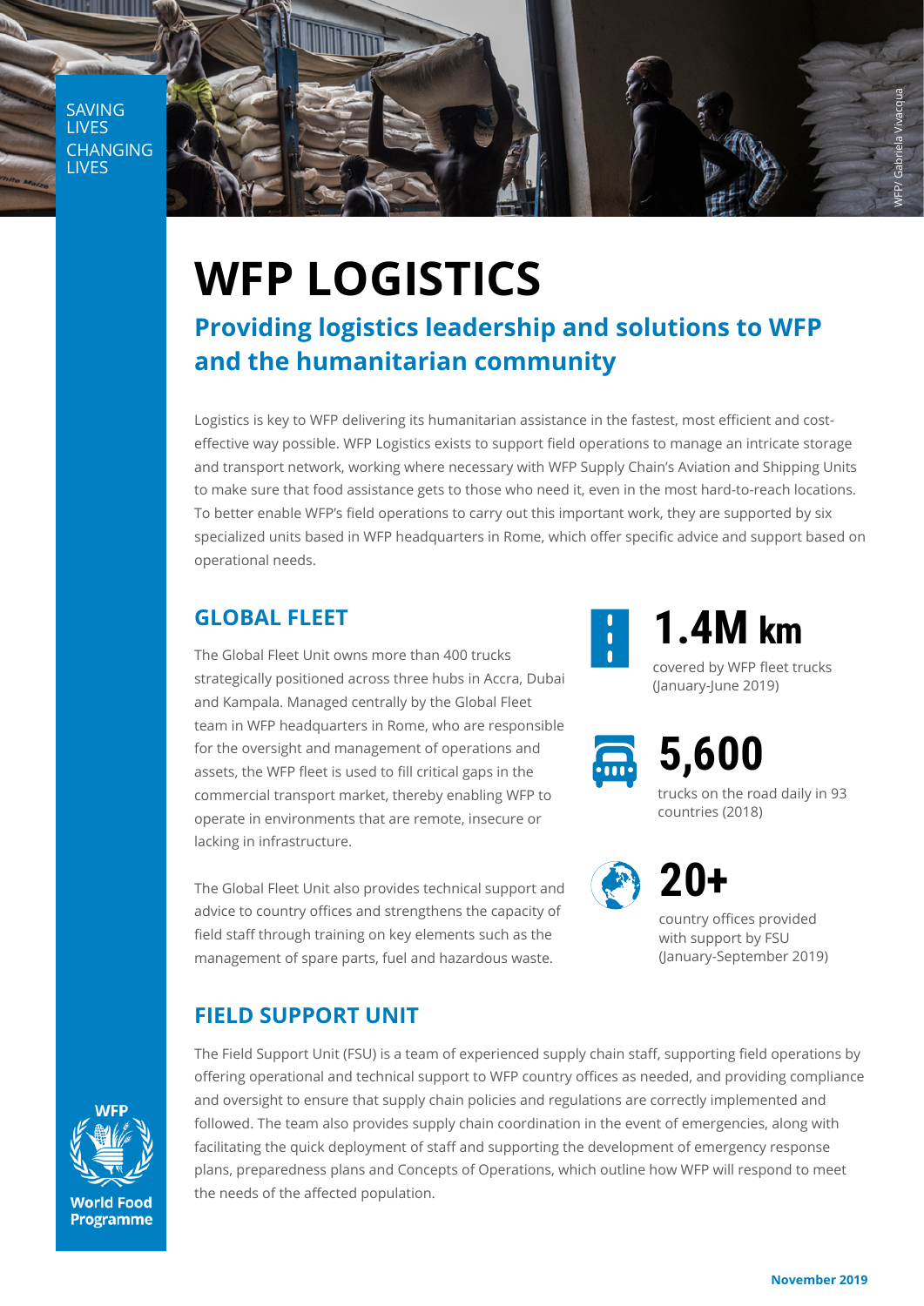SAVING LIVES CHANGING LIVES

# WFP LOGISTICS

## Providing logistics leadership and solutions to WFP and the humanitarian community

Logistics is key to WFP delivering its humanitarian assistance in the fastest, most efficient and cost-effective way possible. WFP Logistics exists to support field operations to manage an intricate storage and transport network, working where necessary with WFP Supply Chain's Aviation and Shipping Units to make sure that food assistance gets to those who need it, even in the most hard-to-reach locations. To better enable WFP's field operations to carry out this important work, they are supported by six specialized units based in WFP headquarters in Rome, which offer specific advice and support based on operational needs.

### GLOBAL FLEET

The Global Fleet Unit owns more than 400 trucks strategically positioned across three hubs in Accra, Dubai and Kampala. Managed centrally by the Global Fleet team in WFP headquarters in Rome, who are responsible for the oversight and management of operations and assets, the WFP fleet is used to fill critical gaps in the commercial transport market, thereby enabling WFP to operate in environments that are remote, insecure or lacking in infrastructure.

The Global Fleet Unit also provides technical support and advice to country offices and strengthens the capacity of field staff through training on key elements such as the management of spare parts, fuel and hazardous waste.

**1.4M km**
covered by WFP fleet trucks (January-June 2019)

**5,600**
trucks on the road daily in 93 countries (2018)

**20+**
country offices provided with support by FSU (January-September 2019)

### FIELD SUPPORT UNIT

The Field Support Unit (FSU) is a team of experienced supply chain staff, supporting field operations by offering operational and technical support to WFP country offices as needed, and providing compliance and oversight to ensure that supply chain policies and regulations are correctly implemented and followed. The team also provides supply chain coordination in the event of emergencies, along with facilitating the quick deployment of staff and supporting the development of emergency response plans, preparedness plans and Concepts of Operations, which outline how WFP will respond to meet the needs of the affected population.

November 2019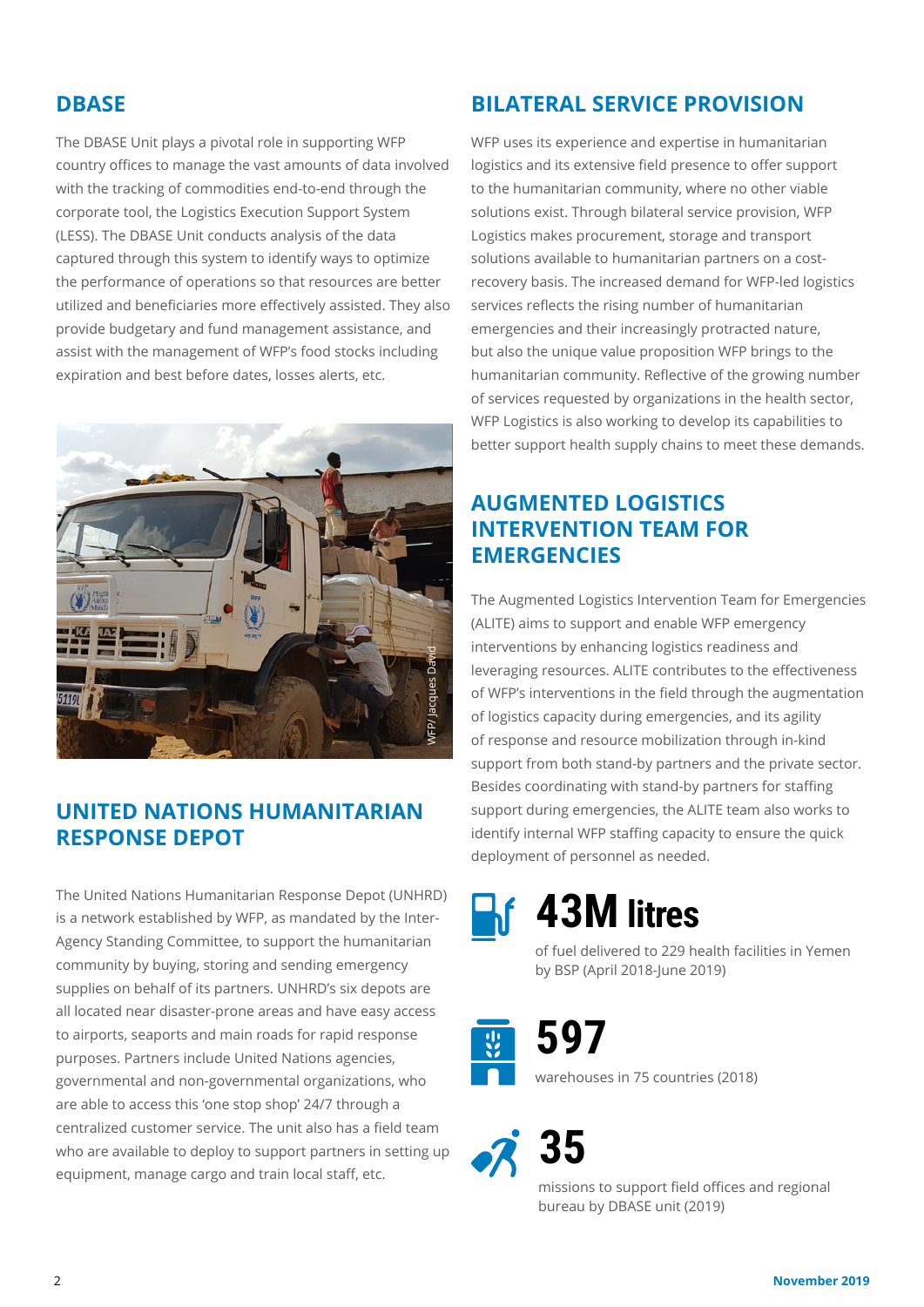## DBASE

The DBASE Unit plays a pivotal role in supporting WFP country offices to manage the vast amounts of data involved with the tracking of commodities end-to-end through the corporate tool, the Logistics Execution Support System (LESS). The DBASE Unit conducts analysis of the data captured through this system to identify ways to optimize the performance of operations so that resources are better utilized and beneficiaries more effectively assisted. They also provide budgetary and fund management assistance, and assist with the management of WFP's food stocks including expiration and best before dates, losses alerts, etc.

WFP/ Jacques David

## UNITED NATIONS HUMANITARIAN RESPONSE DEPOT

The United Nations Humanitarian Response Depot (UNHRD) is a network established by WFP, as mandated by the Inter-Agency Standing Committee, to support the humanitarian community by buying, storing and sending emergency supplies on behalf of its partners. UNHRD's six depots are all located near disaster-prone areas and have easy access to airports, seaports and main roads for rapid response purposes. Partners include United Nations agencies, governmental and non-governmental organizations, who are able to access this 'one stop shop' 24/7 through a centralized customer service. The unit also has a field team who are available to deploy to support partners in setting up equipment, manage cargo and train local staff, etc.

## BILATERAL SERVICE PROVISION

WFP uses its experience and expertise in humanitarian logistics and its extensive field presence to offer support to the humanitarian community, where no other viable solutions exist. Through bilateral service provision, WFP Logistics makes procurement, storage and transport solutions available to humanitarian partners on a cost-recovery basis. The increased demand for WFP-led logistics services reflects the rising number of humanitarian emergencies and their increasingly protracted nature, but also the unique value proposition WFP brings to the humanitarian community. Reflective of the growing number of services requested by organizations in the health sector, WFP Logistics is also working to develop its capabilities to better support health supply chains to meet these demands.

## AUGMENTED LOGISTICS INTERVENTION TEAM FOR EMERGENCIES

The Augmented Logistics Intervention Team for Emergencies (ALITE) aims to support and enable WFP emergency interventions by enhancing logistics readiness and leveraging resources. ALITE contributes to the effectiveness of WFP's interventions in the field through the augmentation of logistics capacity during emergencies, and its agility of response and resource mobilization through in-kind support from both stand-by partners and the private sector. Besides coordinating with stand-by partners for staffing support during emergencies, the ALITE team also works to identify internal WFP staffing capacity to ensure the quick deployment of personnel as needed.

**43M litres**

of fuel delivered to 229 health facilities in Yemen by BSP (April 2018-June 2019)

**597**

warehouses in 75 countries (2018)

**35**

missions to support field offices and regional bureau by DBASE unit (2019)